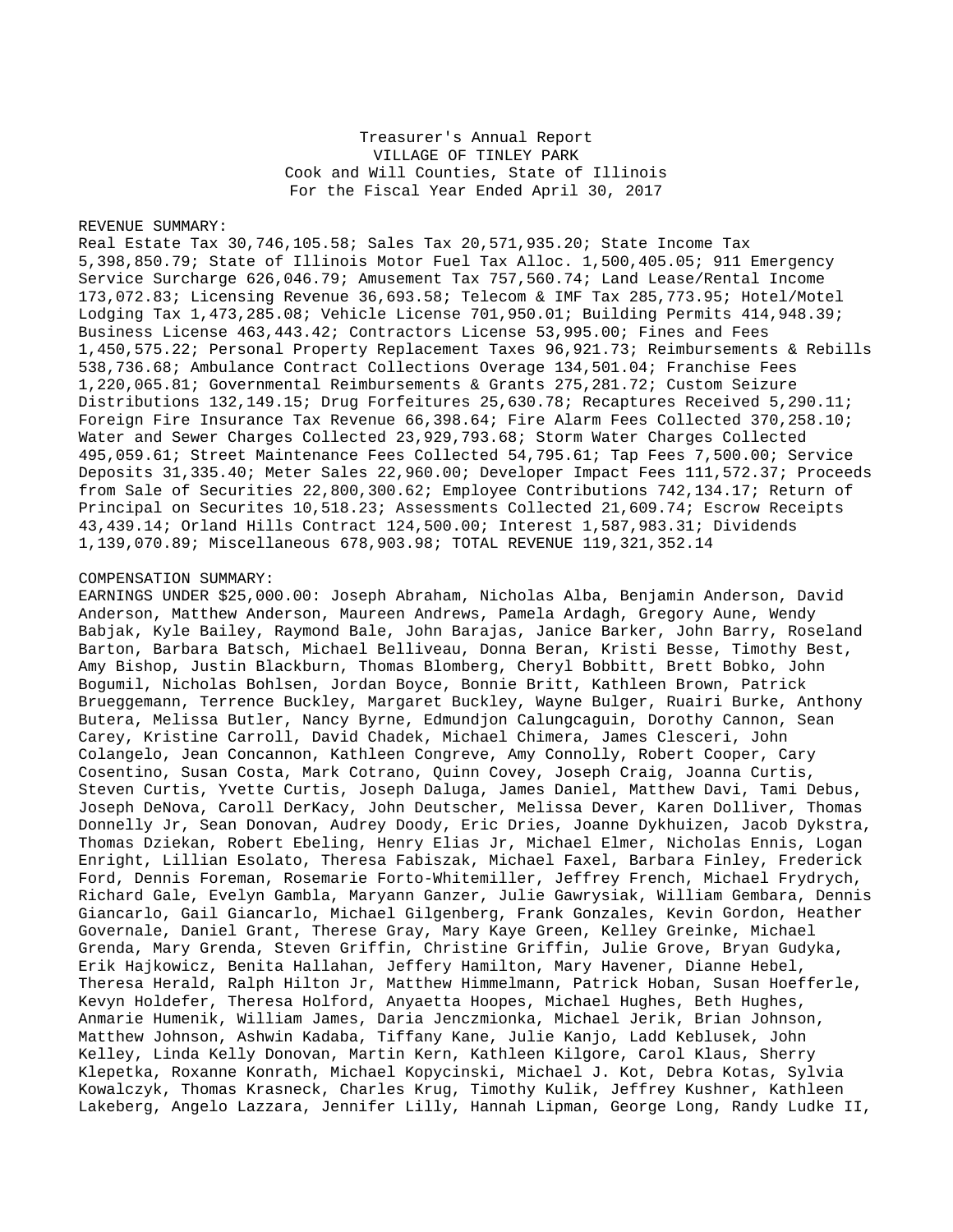Treasurer's Annual Report
VILLAGE OF TINLEY PARK
Cook and Will Counties, State of Illinois
For the Fiscal Year Ended April 30, 2017

REVENUE SUMMARY:
Real Estate Tax 30,746,105.58; Sales Tax 20,571,935.20; State Income Tax 5,398,850.79; State of Illinois Motor Fuel Tax Alloc. 1,500,405.05; 911 Emergency Service Surcharge 626,046.79; Amusement Tax 757,560.74; Land Lease/Rental Income 173,072.83; Licensing Revenue 36,693.58; Telecom & IMF Tax 285,773.95; Hotel/Motel Lodging Tax 1,473,285.08; Vehicle License 701,950.01; Building Permits 414,948.39; Business License 463,443.42; Contractors License 53,995.00; Fines and Fees 1,450,575.22; Personal Property Replacement Taxes 96,921.73; Reimbursements & Rebills 538,736.68; Ambulance Contract Collections Overage 134,501.04; Franchise Fees 1,220,065.81; Governmental Reimbursements & Grants 275,281.72; Custom Seizure Distributions 132,149.15; Drug Forfeitures 25,630.78; Recaptures Received 5,290.11; Foreign Fire Insurance Tax Revenue 66,398.64; Fire Alarm Fees Collected 370,258.10; Water and Sewer Charges Collected 23,929,793.68; Storm Water Charges Collected 495,059.61; Street Maintenance Fees Collected 54,795.61; Tap Fees 7,500.00; Service Deposits 31,335.40; Meter Sales 22,960.00; Developer Impact Fees 111,572.37; Proceeds from Sale of Securities 22,800,300.62; Employee Contributions 742,134.17; Return of Principal on Securites 10,518.23; Assessments Collected 21,609.74; Escrow Receipts 43,439.14; Orland Hills Contract 124,500.00; Interest 1,587,983.31; Dividends 1,139,070.89; Miscellaneous 678,903.98; TOTAL REVENUE 119,321,352.14

COMPENSATION SUMMARY:
EARNINGS UNDER $25,000.00: Joseph Abraham, Nicholas Alba, Benjamin Anderson, David Anderson, Matthew Anderson, Maureen Andrews, Pamela Ardagh, Gregory Aune, Wendy Babjak, Kyle Bailey, Raymond Bale, John Barajas, Janice Barker, John Barry, Roseland Barton, Barbara Batsch, Michael Belliveau, Donna Beran, Kristi Besse, Timothy Best, Amy Bishop, Justin Blackburn, Thomas Blomberg, Cheryl Bobbitt, Brett Bobko, John Bogumil, Nicholas Bohlsen, Jordan Boyce, Bonnie Britt, Kathleen Brown, Patrick Brueggemann, Terrence Buckley, Margaret Buckley, Wayne Bulger, Ruairi Burke, Anthony Butera, Melissa Butler, Nancy Byrne, Edmundjon Calungcaguin, Dorothy Cannon, Sean Carey, Kristine Carroll, David Chadek, Michael Chimera, James Clesceri, John Colangelo, Jean Concannon, Kathleen Congreve, Amy Connolly, Robert Cooper, Cary Cosentino, Susan Costa, Mark Cotrano, Quinn Covey, Joseph Craig, Joanna Curtis, Steven Curtis, Yvette Curtis, Joseph Daluga, James Daniel, Matthew Davi, Tami Debus, Joseph DeNova, Caroll DerKacy, John Deutscher, Melissa Dever, Karen Dolliver, Thomas Donnelly Jr, Sean Donovan, Audrey Doody, Eric Dries, Joanne Dykhuizen, Jacob Dykstra, Thomas Dziekan, Robert Ebeling, Henry Elias Jr, Michael Elmer, Nicholas Ennis, Logan Enright, Lillian Esolato, Theresa Fabiszak, Michael Faxel, Barbara Finley, Frederick Ford, Dennis Foreman, Rosemarie Forto-Whitemiller, Jeffrey French, Michael Frydrych, Richard Gale, Evelyn Gambla, Maryann Ganzer, Julie Gawrysiak, William Gembara, Dennis Giancarlo, Gail Giancarlo, Michael Gilgenberg, Frank Gonzales, Kevin Gordon, Heather Governale, Daniel Grant, Therese Gray, Mary Kaye Green, Kelley Greinke, Michael Grenda, Mary Grenda, Steven Griffin, Christine Griffin, Julie Grove, Bryan Gudyka, Erik Hajkowicz, Benita Hallahan, Jeffery Hamilton, Mary Havener, Dianne Hebel, Theresa Herald, Ralph Hilton Jr, Matthew Himmelmann, Patrick Hoban, Susan Hoefferle, Kevyn Holdefer, Theresa Holford, Anyaetta Hoopes, Michael Hughes, Beth Hughes, Anmarie Humenik, William James, Daria Jenczmionka, Michael Jerik, Brian Johnson, Matthew Johnson, Ashwin Kadaba, Tiffany Kane, Julie Kanjo, Ladd Keblusek, John Kelley, Linda Kelly Donovan, Martin Kern, Kathleen Kilgore, Carol Klaus, Sherry Klepetka, Roxanne Konrath, Michael Kopycinski, Michael J. Kot, Debra Kotas, Sylvia Kowalczyk, Thomas Krasneck, Charles Krug, Timothy Kulik, Jeffrey Kushner, Kathleen Lakeberg, Angelo Lazzara, Jennifer Lilly, Hannah Lipman, George Long, Randy Ludke II,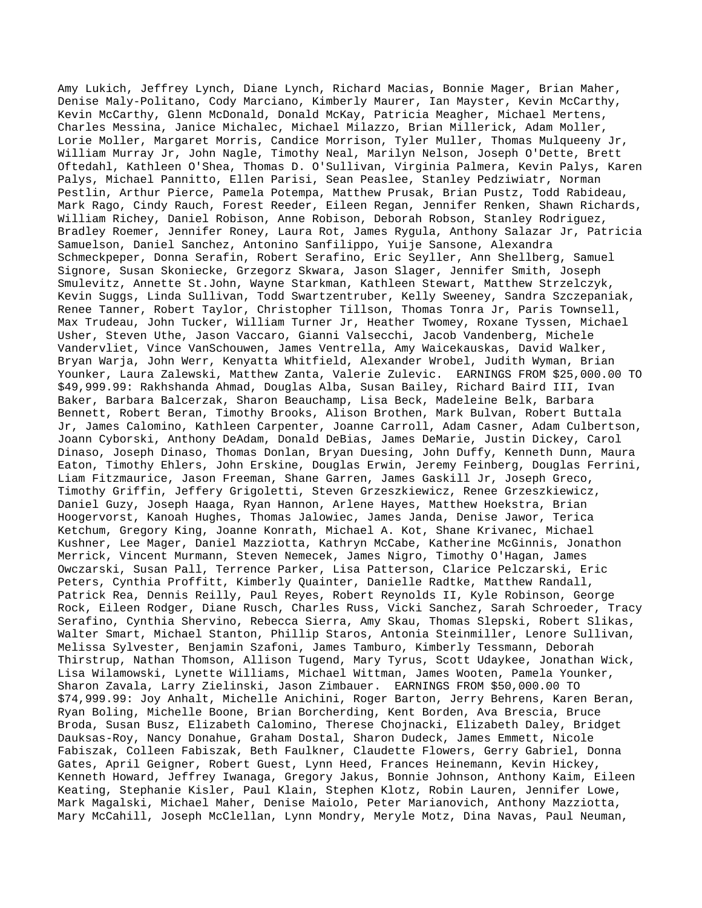Amy Lukich, Jeffrey Lynch, Diane Lynch, Richard Macias, Bonnie Mager, Brian Maher, Denise Maly-Politano, Cody Marciano, Kimberly Maurer, Ian Mayster, Kevin McCarthy, Kevin McCarthy, Glenn McDonald, Donald McKay, Patricia Meagher, Michael Mertens, Charles Messina, Janice Michalec, Michael Milazzo, Brian Millerick, Adam Moller, Lorie Moller, Margaret Morris, Candice Morrison, Tyler Muller, Thomas Mulqueeny Jr, William Murray Jr, John Nagle, Timothy Neal, Marilyn Nelson, Joseph O'Dette, Brett Oftedahl, Kathleen O'Shea, Thomas D. O'Sullivan, Virginia Palmera, Kevin Palys, Karen Palys, Michael Pannitto, Ellen Parisi, Sean Peaslee, Stanley Pedziwiatr, Norman Pestlin, Arthur Pierce, Pamela Potempa, Matthew Prusak, Brian Pustz, Todd Rabideau, Mark Rago, Cindy Rauch, Forest Reeder, Eileen Regan, Jennifer Renken, Shawn Richards, William Richey, Daniel Robison, Anne Robison, Deborah Robson, Stanley Rodriguez, Bradley Roemer, Jennifer Roney, Laura Rot, James Rygula, Anthony Salazar Jr, Patricia Samuelson, Daniel Sanchez, Antonino Sanfilippo, Yuije Sansone, Alexandra Schmeckpeper, Donna Serafin, Robert Serafino, Eric Seyller, Ann Shellberg, Samuel Signore, Susan Skoniecke, Grzegorz Skwara, Jason Slager, Jennifer Smith, Joseph Smulevitz, Annette St.John, Wayne Starkman, Kathleen Stewart, Matthew Strzelczyk, Kevin Suggs, Linda Sullivan, Todd Swartzentruber, Kelly Sweeney, Sandra Szczepaniak, Renee Tanner, Robert Taylor, Christopher Tillson, Thomas Tonra Jr, Paris Townsell, Max Trudeau, John Tucker, William Turner Jr, Heather Twomey, Roxane Tyssen, Michael Usher, Steven Uthe, Jason Vaccaro, Gianni Valsecchi, Jacob Vandenberg, Michele Vandervliet, Vince VanSchouwen, James Ventrella, Amy Waicekauskas, David Walker, Bryan Warja, John Werr, Kenyatta Whitfield, Alexander Wrobel, Judith Wyman, Brian Younker, Laura Zalewski, Matthew Zanta, Valerie Zulevic. EARNINGS FROM $25,000.00 TO $49,999.99: Rakhshanda Ahmad, Douglas Alba, Susan Bailey, Richard Baird III, Ivan Baker, Barbara Balcerzak, Sharon Beauchamp, Lisa Beck, Madeleine Belk, Barbara Bennett, Robert Beran, Timothy Brooks, Alison Brothen, Mark Bulvan, Robert Buttala Jr, James Calomino, Kathleen Carpenter, Joanne Carroll, Adam Casner, Adam Culbertson, Joann Cyborski, Anthony DeAdam, Donald DeBias, James DeMarie, Justin Dickey, Carol Dinaso, Joseph Dinaso, Thomas Donlan, Bryan Duesing, John Duffy, Kenneth Dunn, Maura Eaton, Timothy Ehlers, John Erskine, Douglas Erwin, Jeremy Feinberg, Douglas Ferrini, Liam Fitzmaurice, Jason Freeman, Shane Garren, James Gaskill Jr, Joseph Greco, Timothy Griffin, Jeffery Grigoletti, Steven Grzeszkiewicz, Renee Grzeszkiewicz, Daniel Guzy, Joseph Haaga, Ryan Hannon, Arlene Hayes, Matthew Hoekstra, Brian Hoogervorst, Kanoah Hughes, Thomas Jalowiec, James Janda, Denise Jawor, Terica Ketchum, Gregory King, Joanne Konrath, Michael A. Kot, Shane Krivanec, Michael Kushner, Lee Mager, Daniel Mazziotta, Kathryn McCabe, Katherine McGinnis, Jonathon Merrick, Vincent Murmann, Steven Nemecek, James Nigro, Timothy O'Hagan, James Owczarski, Susan Pall, Terrence Parker, Lisa Patterson, Clarice Pelczarski, Eric Peters, Cynthia Proffitt, Kimberly Quainter, Danielle Radtke, Matthew Randall, Patrick Rea, Dennis Reilly, Paul Reyes, Robert Reynolds II, Kyle Robinson, George Rock, Eileen Rodger, Diane Rusch, Charles Russ, Vicki Sanchez, Sarah Schroeder, Tracy Serafino, Cynthia Shervino, Rebecca Sierra, Amy Skau, Thomas Slepski, Robert Slikas, Walter Smart, Michael Stanton, Phillip Staros, Antonia Steinmiller, Lenore Sullivan, Melissa Sylvester, Benjamin Szafoni, James Tamburo, Kimberly Tessmann, Deborah Thirstrup, Nathan Thomson, Allison Tugend, Mary Tyrus, Scott Udaykee, Jonathan Wick, Lisa Wilamowski, Lynette Williams, Michael Wittman, James Wooten, Pamela Younker, Sharon Zavala, Larry Zielinski, Jason Zimbauer. EARNINGS FROM $50,000.00 TO $74,999.99: Joy Anhalt, Michelle Anichini, Roger Barton, Jerry Behrens, Karen Beran, Ryan Boling, Michelle Boone, Brian Borcherding, Kent Borden, Ava Brescia, Bruce Broda, Susan Busz, Elizabeth Calomino, Therese Chojnacki, Elizabeth Daley, Bridget Dauksas-Roy, Nancy Donahue, Graham Dostal, Sharon Dudeck, James Emmett, Nicole Fabiszak, Colleen Fabiszak, Beth Faulkner, Claudette Flowers, Gerry Gabriel, Donna Gates, April Geigner, Robert Guest, Lynn Heed, Frances Heinemann, Kevin Hickey, Kenneth Howard, Jeffrey Iwanaga, Gregory Jakus, Bonnie Johnson, Anthony Kaim, Eileen Keating, Stephanie Kisler, Paul Klain, Stephen Klotz, Robin Lauren, Jennifer Lowe, Mark Magalski, Michael Maher, Denise Maiolo, Peter Marianovich, Anthony Mazziotta, Mary McCahill, Joseph McClellan, Lynn Mondry, Meryle Motz, Dina Navas, Paul Neuman,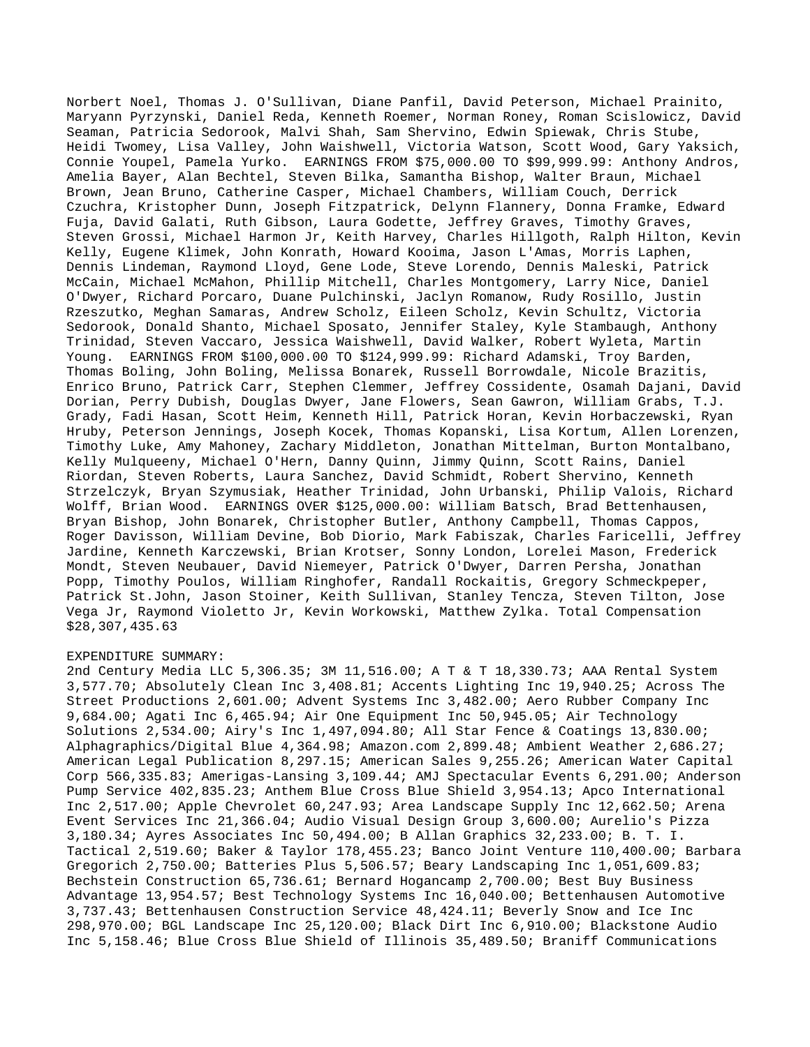Norbert Noel, Thomas J. O'Sullivan, Diane Panfil, David Peterson, Michael Prainito, Maryann Pyrzynski, Daniel Reda, Kenneth Roemer, Norman Roney, Roman Scislowicz, David Seaman, Patricia Sedorook, Malvi Shah, Sam Shervino, Edwin Spiewak, Chris Stube, Heidi Twomey, Lisa Valley, John Waishwell, Victoria Watson, Scott Wood, Gary Yaksich, Connie Youpel, Pamela Yurko. EARNINGS FROM $75,000.00 TO $99,999.99: Anthony Andros, Amelia Bayer, Alan Bechtel, Steven Bilka, Samantha Bishop, Walter Braun, Michael Brown, Jean Bruno, Catherine Casper, Michael Chambers, William Couch, Derrick Czuchra, Kristopher Dunn, Joseph Fitzpatrick, Delynn Flannery, Donna Framke, Edward Fuja, David Galati, Ruth Gibson, Laura Godette, Jeffrey Graves, Timothy Graves, Steven Grossi, Michael Harmon Jr, Keith Harvey, Charles Hillgoth, Ralph Hilton, Kevin Kelly, Eugene Klimek, John Konrath, Howard Kooima, Jason L'Amas, Morris Laphen, Dennis Lindeman, Raymond Lloyd, Gene Lode, Steve Lorendo, Dennis Maleski, Patrick McCain, Michael McMahon, Phillip Mitchell, Charles Montgomery, Larry Nice, Daniel O'Dwyer, Richard Porcaro, Duane Pulchinski, Jaclyn Romanow, Rudy Rosillo, Justin Rzeszutko, Meghan Samaras, Andrew Scholz, Eileen Scholz, Kevin Schultz, Victoria Sedorook, Donald Shanto, Michael Sposato, Jennifer Staley, Kyle Stambaugh, Anthony Trinidad, Steven Vaccaro, Jessica Waishwell, David Walker, Robert Wyleta, Martin Young. EARNINGS FROM $100,000.00 TO $124,999.99: Richard Adamski, Troy Barden, Thomas Boling, John Boling, Melissa Bonarek, Russell Borrowdale, Nicole Brazitis, Enrico Bruno, Patrick Carr, Stephen Clemmer, Jeffrey Cossidente, Osamah Dajani, David Dorian, Perry Dubish, Douglas Dwyer, Jane Flowers, Sean Gawron, William Grabs, T.J. Grady, Fadi Hasan, Scott Heim, Kenneth Hill, Patrick Horan, Kevin Horbaczewski, Ryan Hruby, Peterson Jennings, Joseph Kocek, Thomas Kopanski, Lisa Kortum, Allen Lorenzen, Timothy Luke, Amy Mahoney, Zachary Middleton, Jonathan Mittelman, Burton Montalbano, Kelly Mulqueeny, Michael O'Hern, Danny Quinn, Jimmy Quinn, Scott Rains, Daniel Riordan, Steven Roberts, Laura Sanchez, David Schmidt, Robert Shervino, Kenneth Strzelczyk, Bryan Szymusiak, Heather Trinidad, John Urbanski, Philip Valois, Richard Wolff, Brian Wood. EARNINGS OVER $125,000.00: William Batsch, Brad Bettenhausen, Bryan Bishop, John Bonarek, Christopher Butler, Anthony Campbell, Thomas Cappos, Roger Davisson, William Devine, Bob Diorio, Mark Fabiszak, Charles Faricelli, Jeffrey Jardine, Kenneth Karczewski, Brian Krotser, Sonny London, Lorelei Mason, Frederick Mondt, Steven Neubauer, David Niemeyer, Patrick O'Dwyer, Darren Persha, Jonathan Popp, Timothy Poulos, William Ringhofer, Randall Rockaitis, Gregory Schmeckpeper, Patrick St.John, Jason Stoiner, Keith Sullivan, Stanley Tencza, Steven Tilton, Jose Vega Jr, Raymond Violetto Jr, Kevin Workowski, Matthew Zylka. Total Compensation $28,307,435.63

EXPENDITURE SUMMARY:
2nd Century Media LLC 5,306.35; 3M 11,516.00; A T & T 18,330.73; AAA Rental System 3,577.70; Absolutely Clean Inc 3,408.81; Accents Lighting Inc 19,940.25; Across The Street Productions 2,601.00; Advent Systems Inc 3,482.00; Aero Rubber Company Inc 9,684.00; Agati Inc 6,465.94; Air One Equipment Inc 50,945.05; Air Technology Solutions 2,534.00; Airy's Inc 1,497,094.80; All Star Fence & Coatings 13,830.00; Alphagraphics/Digital Blue 4,364.98; Amazon.com 2,899.48; Ambient Weather 2,686.27; American Legal Publication 8,297.15; American Sales 9,255.26; American Water Capital Corp 566,335.83; Amerigas-Lansing 3,109.44; AMJ Spectacular Events 6,291.00; Anderson Pump Service 402,835.23; Anthem Blue Cross Blue Shield 3,954.13; Apco International Inc 2,517.00; Apple Chevrolet 60,247.93; Area Landscape Supply Inc 12,662.50; Arena Event Services Inc 21,366.04; Audio Visual Design Group 3,600.00; Aurelio's Pizza 3,180.34; Ayres Associates Inc 50,494.00; B Allan Graphics 32,233.00; B. T. I. Tactical 2,519.60; Baker & Taylor 178,455.23; Banco Joint Venture 110,400.00; Barbara Gregorich 2,750.00; Batteries Plus 5,506.57; Beary Landscaping Inc 1,051,609.83; Bechstein Construction 65,736.61; Bernard Hogancamp 2,700.00; Best Business Advantage 13,954.57; Best Technology Systems Inc 16,040.00; Bettenhausen Automotive 3,737.43; Bettenhausen Construction Service 48,424.11; Beverly Snow and Ice Inc 298,970.00; BGL Landscape Inc 25,120.00; Black Dirt Inc 6,910.00; Blackstone Audio Inc 5,158.46; Blue Cross Blue Shield of Illinois 35,489.50; Braniff Communications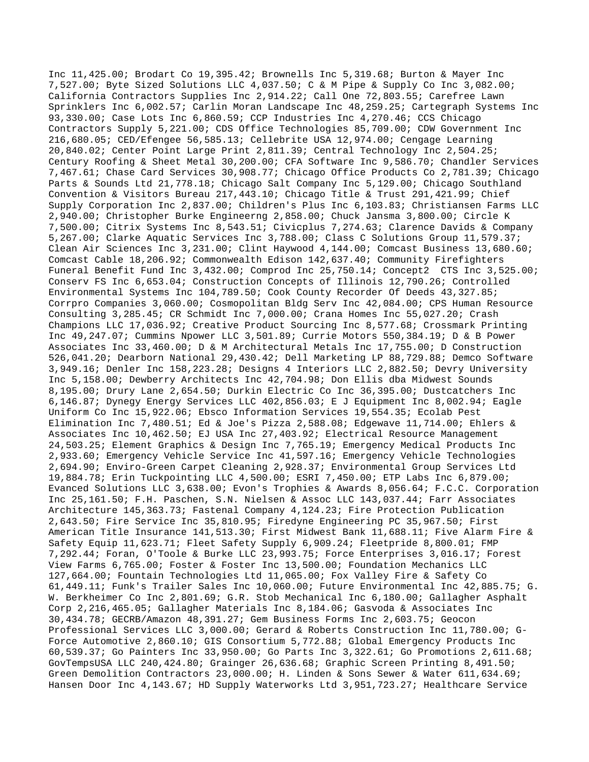Inc 11,425.00; Brodart Co 19,395.42; Brownells Inc 5,319.68; Burton & Mayer Inc 7,527.00; Byte Sized Solutions LLC 4,037.50; C & M Pipe & Supply Co Inc 3,082.00; California Contractors Supplies Inc 2,914.22; Call One 72,803.55; Carefree Lawn Sprinklers Inc 6,002.57; Carlin Moran Landscape Inc 48,259.25; Cartegraph Systems Inc 93,330.00; Case Lots Inc 6,860.59; CCP Industries Inc 4,270.46; CCS Chicago Contractors Supply 5,221.00; CDS Office Technologies 85,709.00; CDW Government Inc 216,680.05; CED/Efengee 56,585.13; Cellebrite USA 12,974.00; Cengage Learning 20,840.02; Center Point Large Print 2,811.39; Central Technology Inc 2,504.25; Century Roofing & Sheet Metal 30,200.00; CFA Software Inc 9,586.70; Chandler Services 7,467.61; Chase Card Services 30,908.77; Chicago Office Products Co 2,781.39; Chicago Parts & Sounds Ltd 21,778.18; Chicago Salt Company Inc 5,129.00; Chicago Southland Convention & Visitors Bureau 217,443.10; Chicago Title & Trust 291,421.99; Chief Supply Corporation Inc 2,837.00; Children's Plus Inc 6,103.83; Christiansen Farms LLC 2,940.00; Christopher Burke Engineerng 2,858.00; Chuck Jansma 3,800.00; Circle K 7,500.00; Citrix Systems Inc 8,543.51; Civicplus 7,274.63; Clarence Davids & Company 5,267.00; Clarke Aquatic Services Inc 3,788.00; Class C Solutions Group 11,579.37; Clean Air Sciences Inc 3,231.00; Clint Haywood 4,144.00; Comcast Business 13,680.60; Comcast Cable 18,206.92; Commonwealth Edison 142,637.40; Community Firefighters Funeral Benefit Fund Inc 3,432.00; Comprod Inc 25,750.14; Concept2 CTS Inc 3,525.00; Conserv FS Inc 6,653.04; Construction Concepts of Illinois 12,790.26; Controlled Environmental Systems Inc 104,789.50; Cook County Recorder Of Deeds 43,327.85; Corrpro Companies 3,060.00; Cosmopolitan Bldg Serv Inc 42,084.00; CPS Human Resource Consulting 3,285.45; CR Schmidt Inc 7,000.00; Crana Homes Inc 55,027.20; Crash Champions LLC 17,036.92; Creative Product Sourcing Inc 8,577.68; Crossmark Printing Inc 49,247.07; Cummins Npower LLC 3,501.89; Currie Motors 550,384.19; D & B Power Associates Inc 33,460.00; D & M Architectural Metals Inc 17,755.00; D Construction 526,041.20; Dearborn National 29,430.42; Dell Marketing LP 88,729.88; Demco Software 3,949.16; Denler Inc 158,223.28; Designs 4 Interiors LLC 2,882.50; Devry University Inc 5,158.00; Dewberry Architects Inc 42,704.98; Don Ellis dba Midwest Sounds 8,195.00; Drury Lane 2,654.50; Durkin Electric Co Inc 36,395.00; Dustcatchers Inc 6,146.87; Dynegy Energy Services LLC 402,856.03; E J Equipment Inc 8,002.94; Eagle Uniform Co Inc 15,922.06; Ebsco Information Services 19,554.35; Ecolab Pest Elimination Inc 7,480.51; Ed & Joe's Pizza 2,588.08; Edgewave 11,714.00; Ehlers & Associates Inc 10,462.50; EJ USA Inc 27,403.92; Electrical Resource Management 24,503.25; Element Graphics & Design Inc 7,765.19; Emergency Medical Products Inc 2,933.60; Emergency Vehicle Service Inc 41,597.16; Emergency Vehicle Technologies 2,694.90; Enviro-Green Carpet Cleaning 2,928.37; Environmental Group Services Ltd 19,884.78; Erin Tuckpointing LLC 4,500.00; ESRI 7,450.00; ETP Labs Inc 6,879.00; Evanced Solutions LLC 3,638.00; Evon's Trophies & Awards 8,056.64; F.C.C. Corporation Inc 25,161.50; F.H. Paschen, S.N. Nielsen & Assoc LLC 143,037.44; Farr Associates Architecture 145,363.73; Fastenal Company 4,124.23; Fire Protection Publication 2,643.50; Fire Service Inc 35,810.95; Firedyne Engineering PC 35,967.50; First American Title Insurance 141,513.30; First Midwest Bank 11,688.11; Five Alarm Fire & Safety Equip 11,623.71; Fleet Safety Supply 6,909.24; Fleetpride 8,800.01; FMP 7,292.44; Foran, O'Toole & Burke LLC 23,993.75; Force Enterprises 3,016.17; Forest View Farms 6,765.00; Foster & Foster Inc 13,500.00; Foundation Mechanics LLC 127,664.00; Fountain Technologies Ltd 11,065.00; Fox Valley Fire & Safety Co 61,449.11; Funk's Trailer Sales Inc 10,060.00; Future Environmental Inc 42,885.75; G. W. Berkheimer Co Inc 2,801.69; G.R. Stob Mechanical Inc 6,180.00; Gallagher Asphalt Corp 2,216,465.05; Gallagher Materials Inc 8,184.06; Gasvoda & Associates Inc 30,434.78; GECRB/Amazon 48,391.27; Gem Business Forms Inc 2,603.75; Geocon Professional Services LLC 3,000.00; Gerard & Roberts Construction Inc 11,780.00; G-Force Automotive 2,860.10; GIS Consortium 5,772.88; Global Emergency Products Inc 60,539.37; Go Painters Inc 33,950.00; Go Parts Inc 3,322.61; Go Promotions 2,611.68; GovTempsUSA LLC 240,424.80; Grainger 26,636.68; Graphic Screen Printing 8,491.50; Green Demolition Contractors 23,000.00; H. Linden & Sons Sewer & Water 611,634.69; Hansen Door Inc 4,143.67; HD Supply Waterworks Ltd 3,951,723.27; Healthcare Service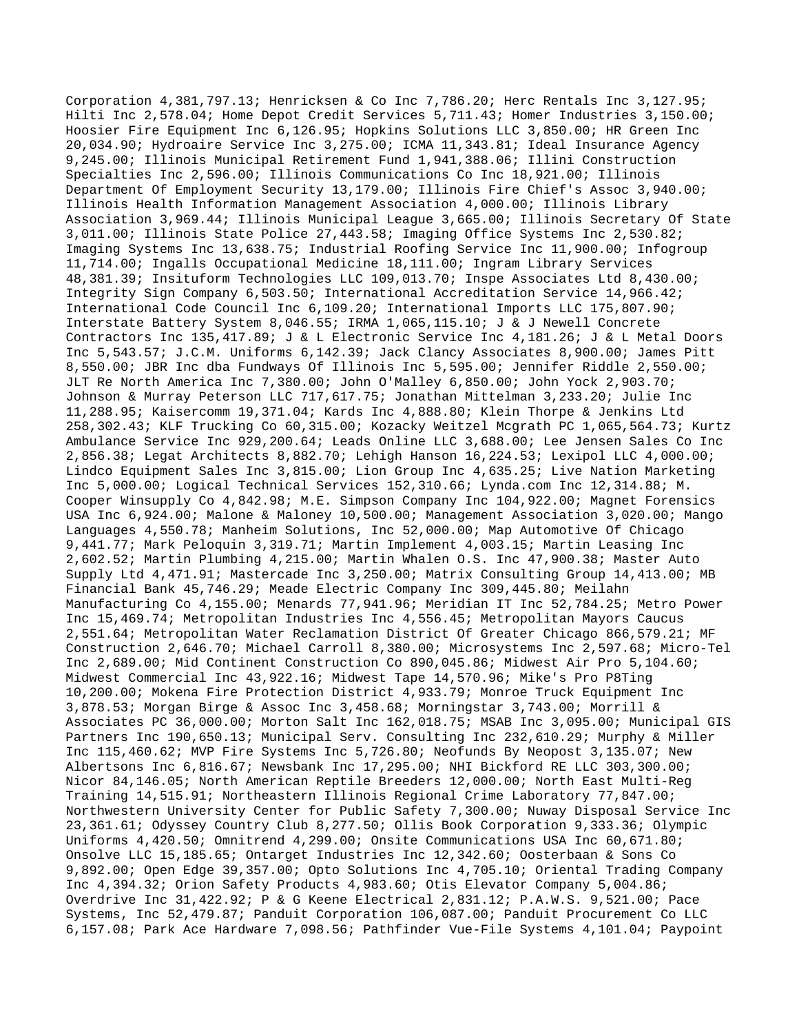Corporation 4,381,797.13; Henricksen & Co Inc 7,786.20; Herc Rentals Inc 3,127.95; Hilti Inc 2,578.04; Home Depot Credit Services 5,711.43; Homer Industries 3,150.00; Hoosier Fire Equipment Inc 6,126.95; Hopkins Solutions LLC 3,850.00; HR Green Inc 20,034.90; Hydroaire Service Inc 3,275.00; ICMA 11,343.81; Ideal Insurance Agency 9,245.00; Illinois Municipal Retirement Fund 1,941,388.06; Illini Construction Specialties Inc 2,596.00; Illinois Communications Co Inc 18,921.00; Illinois Department Of Employment Security 13,179.00; Illinois Fire Chief's Assoc 3,940.00; Illinois Health Information Management Association 4,000.00; Illinois Library Association 3,969.44; Illinois Municipal League 3,665.00; Illinois Secretary Of State 3,011.00; Illinois State Police 27,443.58; Imaging Office Systems Inc 2,530.82; Imaging Systems Inc 13,638.75; Industrial Roofing Service Inc 11,900.00; Infogroup 11,714.00; Ingalls Occupational Medicine 18,111.00; Ingram Library Services 48,381.39; Insituform Technologies LLC 109,013.70; Inspe Associates Ltd 8,430.00; Integrity Sign Company 6,503.50; International Accreditation Service 14,966.42; International Code Council Inc 6,109.20; International Imports LLC 175,807.90; Interstate Battery System 8,046.55; IRMA 1,065,115.10; J & J Newell Concrete Contractors Inc 135,417.89; J & L Electronic Service Inc 4,181.26; J & L Metal Doors Inc 5,543.57; J.C.M. Uniforms 6,142.39; Jack Clancy Associates 8,900.00; James Pitt 8,550.00; JBR Inc dba Fundways Of Illinois Inc 5,595.00; Jennifer Riddle 2,550.00; JLT Re North America Inc 7,380.00; John O'Malley 6,850.00; John Yock 2,903.70; Johnson & Murray Peterson LLC 717,617.75; Jonathan Mittelman 3,233.20; Julie Inc 11,288.95; Kaisercomm 19,371.04; Kards Inc 4,888.80; Klein Thorpe & Jenkins Ltd 258,302.43; KLF Trucking Co 60,315.00; Kozacky Weitzel Mcgrath PC 1,065,564.73; Kurtz Ambulance Service Inc 929,200.64; Leads Online LLC 3,688.00; Lee Jensen Sales Co Inc 2,856.38; Legat Architects 8,882.70; Lehigh Hanson 16,224.53; Lexipol LLC 4,000.00; Lindco Equipment Sales Inc 3,815.00; Lion Group Inc 4,635.25; Live Nation Marketing Inc 5,000.00; Logical Technical Services 152,310.66; Lynda.com Inc 12,314.88; M. Cooper Winsupply Co 4,842.98; M.E. Simpson Company Inc 104,922.00; Magnet Forensics USA Inc 6,924.00; Malone & Maloney 10,500.00; Management Association 3,020.00; Mango Languages 4,550.78; Manheim Solutions, Inc 52,000.00; Map Automotive Of Chicago 9,441.77; Mark Peloquin 3,319.71; Martin Implement 4,003.15; Martin Leasing Inc 2,602.52; Martin Plumbing 4,215.00; Martin Whalen O.S. Inc 47,900.38; Master Auto Supply Ltd 4,471.91; Mastercade Inc 3,250.00; Matrix Consulting Group 14,413.00; MB Financial Bank 45,746.29; Meade Electric Company Inc 309,445.80; Meilahn Manufacturing Co 4,155.00; Menards 77,941.96; Meridian IT Inc 52,784.25; Metro Power Inc 15,469.74; Metropolitan Industries Inc 4,556.45; Metropolitan Mayors Caucus 2,551.64; Metropolitan Water Reclamation District Of Greater Chicago 866,579.21; MF Construction 2,646.70; Michael Carroll 8,380.00; Microsystems Inc 2,597.68; Micro-Tel Inc 2,689.00; Mid Continent Construction Co 890,045.86; Midwest Air Pro 5,104.60; Midwest Commercial Inc 43,922.16; Midwest Tape 14,570.96; Mike's Pro P8Ting 10,200.00; Mokena Fire Protection District 4,933.79; Monroe Truck Equipment Inc 3,878.53; Morgan Birge & Assoc Inc 3,458.68; Morningstar 3,743.00; Morrill & Associates PC 36,000.00; Morton Salt Inc 162,018.75; MSAB Inc 3,095.00; Municipal GIS Partners Inc 190,650.13; Municipal Serv. Consulting Inc 232,610.29; Murphy & Miller Inc 115,460.62; MVP Fire Systems Inc 5,726.80; Neofunds By Neopost 3,135.07; New Albertsons Inc 6,816.67; Newsbank Inc 17,295.00; NHI Bickford RE LLC 303,300.00; Nicor 84,146.05; North American Reptile Breeders 12,000.00; North East Multi-Reg Training 14,515.91; Northeastern Illinois Regional Crime Laboratory 77,847.00; Northwestern University Center for Public Safety 7,300.00; Nuway Disposal Service Inc 23,361.61; Odyssey Country Club 8,277.50; Ollis Book Corporation 9,333.36; Olympic Uniforms 4,420.50; Omnitrend 4,299.00; Onsite Communications USA Inc 60,671.80; Onsolve LLC 15,185.65; Ontarget Industries Inc 12,342.60; Oosterbaan & Sons Co 9,892.00; Open Edge 39,357.00; Opto Solutions Inc 4,705.10; Oriental Trading Company Inc 4,394.32; Orion Safety Products 4,983.60; Otis Elevator Company 5,004.86; Overdrive Inc 31,422.92; P & G Keene Electrical 2,831.12; P.A.W.S. 9,521.00; Pace Systems, Inc 52,479.87; Panduit Corporation 106,087.00; Panduit Procurement Co LLC 6,157.08; Park Ace Hardware 7,098.56; Pathfinder Vue-File Systems 4,101.04; Paypoint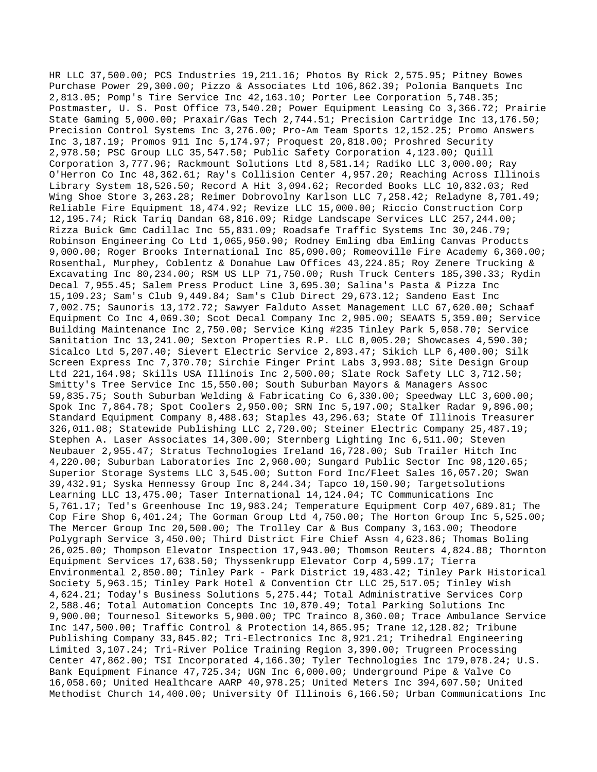HR LLC 37,500.00; PCS Industries 19,211.16; Photos By Rick 2,575.95; Pitney Bowes Purchase Power 29,300.00; Pizzo & Associates Ltd 106,862.39; Polonia Banquets Inc 2,813.05; Pomp's Tire Service Inc 42,163.10; Porter Lee Corporation 5,748.35; Postmaster, U. S. Post Office 73,540.20; Power Equipment Leasing Co 3,366.72; Prairie State Gaming 5,000.00; Praxair/Gas Tech 2,744.51; Precision Cartridge Inc 13,176.50; Precision Control Systems Inc 3,276.00; Pro-Am Team Sports 12,152.25; Promo Answers Inc 3,187.19; Promos 911 Inc 5,174.97; Proquest 20,818.00; Proshred Security 2,978.50; PSC Group LLC 35,547.50; Public Safety Corporation 4,123.00; Quill Corporation 3,777.96; Rackmount Solutions Ltd 8,581.14; Radiko LLC 3,000.00; Ray O'Herron Co Inc 48,362.61; Ray's Collision Center 4,957.20; Reaching Across Illinois Library System 18,526.50; Record A Hit 3,094.62; Recorded Books LLC 10,832.03; Red Wing Shoe Store 3,263.28; Reimer Dobrovolny Karlson LLC 7,258.42; Reladyne 8,701.49; Reliable Fire Equipment 18,474.92; Revize LLC 15,000.00; Riccio Construction Corp 12,195.74; Rick Tariq Dandan 68,816.09; Ridge Landscape Services LLC 257,244.00; Rizza Buick Gmc Cadillac Inc 55,831.09; Roadsafe Traffic Systems Inc 30,246.79; Robinson Engineering Co Ltd 1,065,950.90; Rodney Emling dba Emling Canvas Products 9,000.00; Roger Brooks International Inc 85,090.00; Romeoville Fire Academy 6,360.00; Rosenthal, Murphey, Coblentz & Donahue Law Offices 43,224.85; Roy Zenere Trucking & Excavating Inc 80,234.00; RSM US LLP 71,750.00; Rush Truck Centers 185,390.33; Rydin Decal 7,955.45; Salem Press Product Line 3,695.30; Salina's Pasta & Pizza Inc 15,109.23; Sam's Club 9,449.84; Sam's Club Direct 29,673.12; Sandeno East Inc 7,002.75; Saunoris 13,172.72; Sawyer Falduto Asset Management LLC 67,620.00; Schaaf Equipment Co Inc 4,069.30; Scot Decal Company Inc 2,905.00; SEAATS 5,359.00; Service Building Maintenance Inc 2,750.00; Service King #235 Tinley Park 5,058.70; Service Sanitation Inc 13,241.00; Sexton Properties R.P. LLC 8,005.20; Showcases 4,590.30; Sicalco Ltd 5,207.40; Sievert Electric Service 2,893.47; Sikich LLP 6,400.00; Silk Screen Express Inc 7,370.70; Sirchie Finger Print Labs 3,993.08; Site Design Group Ltd 221,164.98; Skills USA Illinois Inc 2,500.00; Slate Rock Safety LLC 3,712.50; Smitty's Tree Service Inc 15,550.00; South Suburban Mayors & Managers Assoc 59,835.75; South Suburban Welding & Fabricating Co 6,330.00; Speedway LLC 3,600.00; Spok Inc 7,864.78; Spot Coolers 2,950.00; SRN Inc 5,197.00; Stalker Radar 9,896.00; Standard Equipment Company 8,488.63; Staples 43,296.63; State Of Illinois Treasurer 326,011.08; Statewide Publishing LLC 2,720.00; Steiner Electric Company 25,487.19; Stephen A. Laser Associates 14,300.00; Sternberg Lighting Inc 6,511.00; Steven Neubauer 2,955.47; Stratus Technologies Ireland 16,728.00; Sub Trailer Hitch Inc 4,220.00; Suburban Laboratories Inc 2,960.00; Sungard Public Sector Inc 98,120.65; Superior Storage Systems LLC 3,545.00; Sutton Ford Inc/Fleet Sales 16,057.20; Swan 39,432.91; Syska Hennessy Group Inc 8,244.34; Tapco 10,150.90; Targetsolutions Learning LLC 13,475.00; Taser International 14,124.04; TC Communications Inc 5,761.17; Ted's Greenhouse Inc 19,983.24; Temperature Equipment Corp 407,689.81; The Cop Fire Shop 6,401.24; The Gorman Group Ltd 4,750.00; The Horton Group Inc 5,525.00; The Mercer Group Inc 20,500.00; The Trolley Car & Bus Company 3,163.00; Theodore Polygraph Service 3,450.00; Third District Fire Chief Assn 4,623.86; Thomas Boling 26,025.00; Thompson Elevator Inspection 17,943.00; Thomson Reuters 4,824.88; Thornton Equipment Services 17,638.50; Thyssenkrupp Elevator Corp 4,599.17; Tierra Environmental 2,850.00; Tinley Park - Park District 19,483.42; Tinley Park Historical Society 5,963.15; Tinley Park Hotel & Convention Ctr LLC 25,517.05; Tinley Wish 4,624.21; Today's Business Solutions 5,275.44; Total Administrative Services Corp 2,588.46; Total Automation Concepts Inc 10,870.49; Total Parking Solutions Inc 9,900.00; Tournesol Siteworks 5,900.00; TPC Trainco 8,360.00; Trace Ambulance Service Inc 147,500.00; Traffic Control & Protection 14,865.95; Trane 12,128.82; Tribune Publishing Company 33,845.02; Tri-Electronics Inc 8,921.21; Trihedral Engineering Limited 3,107.24; Tri-River Police Training Region 3,390.00; Trugreen Processing Center 47,862.00; TSI Incorporated 4,166.30; Tyler Technologies Inc 179,078.24; U.S. Bank Equipment Finance 47,725.34; UGN Inc 6,000.00; Underground Pipe & Valve Co 16,058.60; United Healthcare AARP 40,978.25; United Meters Inc 394,607.50; United Methodist Church 14,400.00; University Of Illinois 6,166.50; Urban Communications Inc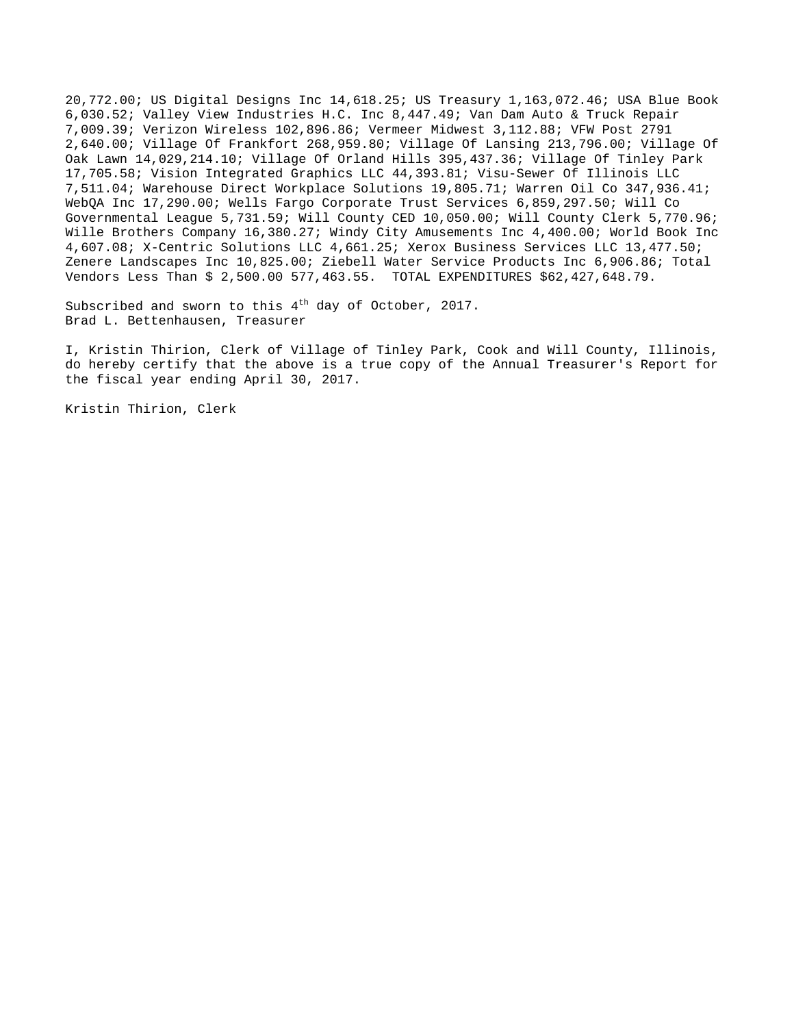20,772.00; US Digital Designs Inc 14,618.25; US Treasury 1,163,072.46; USA Blue Book 6,030.52; Valley View Industries H.C. Inc 8,447.49; Van Dam Auto & Truck Repair 7,009.39; Verizon Wireless 102,896.86; Vermeer Midwest 3,112.88; VFW Post 2791 2,640.00; Village Of Frankfort 268,959.80; Village Of Lansing 213,796.00; Village Of Oak Lawn 14,029,214.10; Village Of Orland Hills 395,437.36; Village Of Tinley Park 17,705.58; Vision Integrated Graphics LLC 44,393.81; Visu-Sewer Of Illinois LLC 7,511.04; Warehouse Direct Workplace Solutions 19,805.71; Warren Oil Co 347,936.41; WebQA Inc 17,290.00; Wells Fargo Corporate Trust Services 6,859,297.50; Will Co Governmental League 5,731.59; Will County CED 10,050.00; Will County Clerk 5,770.96; Wille Brothers Company 16,380.27; Windy City Amusements Inc 4,400.00; World Book Inc 4,607.08; X-Centric Solutions LLC 4,661.25; Xerox Business Services LLC 13,477.50; Zenere Landscapes Inc 10,825.00; Ziebell Water Service Products Inc 6,906.86; Total Vendors Less Than $ 2,500.00 577,463.55. TOTAL EXPENDITURES $62,427,648.79.

Subscribed and sworn to this 4th day of October, 2017.
Brad L. Bettenhausen, Treasurer

I, Kristin Thirion, Clerk of Village of Tinley Park, Cook and Will County, Illinois, do hereby certify that the above is a true copy of the Annual Treasurer's Report for the fiscal year ending April 30, 2017.

Kristin Thirion, Clerk